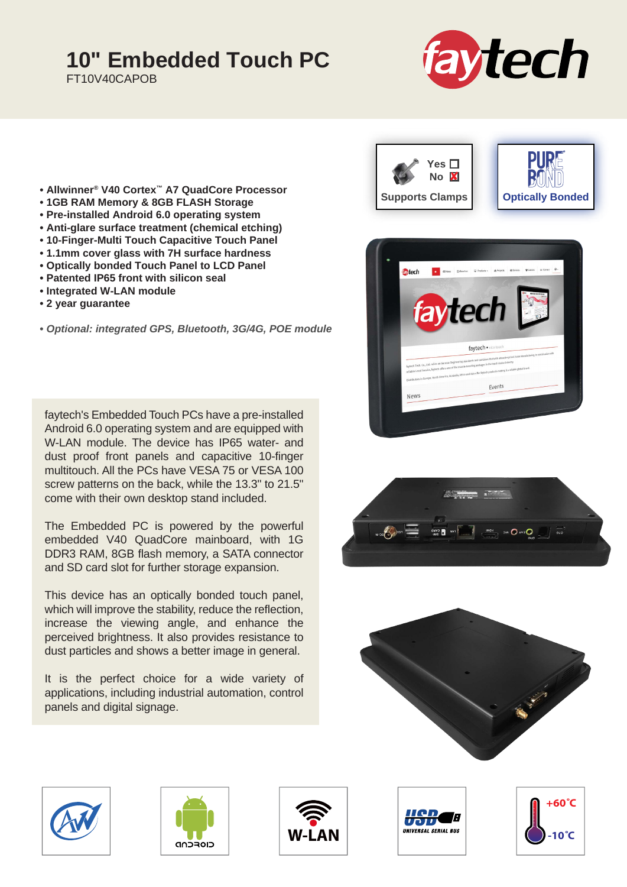# 10" Embedded Touch PC

FT10V40CAPOB

- **Allwinner® V40 Cortex™ A7 QuadCore Processor**
- **1GB RAM Memory & 8GB FLASH Storage**
- **Pre-installed Android 6.0 operating system**
- **Anti-glare surface treatment (chemical etching)**
- **10-Finger-Multi Touch Capacitive Touch Panel**
- **1.1mm cover glass with 7H surface hardness**
- **Optically bonded Touch Panel to LCD Panel**
- **Patented IP65 front with silicon seal**
- **Integrated W-LAN module**
- **2 year guarantee**

***• Optional: integrated GPS, Bluetooth, 3G/4G, POE module***

**Supports Clamps** — Yes ☐ No ☒

**Optically Bonded**

faytech's Embedded Touch PCs have a pre-installed Android 6.0 operating system and are equipped with W-LAN module. The device has IP65 water- and dust proof front panels and capacitive 10-finger multitouch. All the PCs have VESA 75 or VESA 100 screw patterns on the back, while the 13.3" to 21.5" come with their own desktop stand included.

The Embedded PC is powered by the powerful embedded V40 QuadCore mainboard, with 1G DDR3 RAM, 8GB flash memory, a SATA connector and SD card slot for further storage expansion.

This device has an optically bonded touch panel, which will improve the stability, reduce the reflection, increase the viewing angle, and enhance the perceived brightness. It also provides resistance to dust particles and shows a better image in general.

It is the perfect choice for a wide variety of applications, including industrial automation, control panels and digital signage.

W-LAN

+60°C

-10°C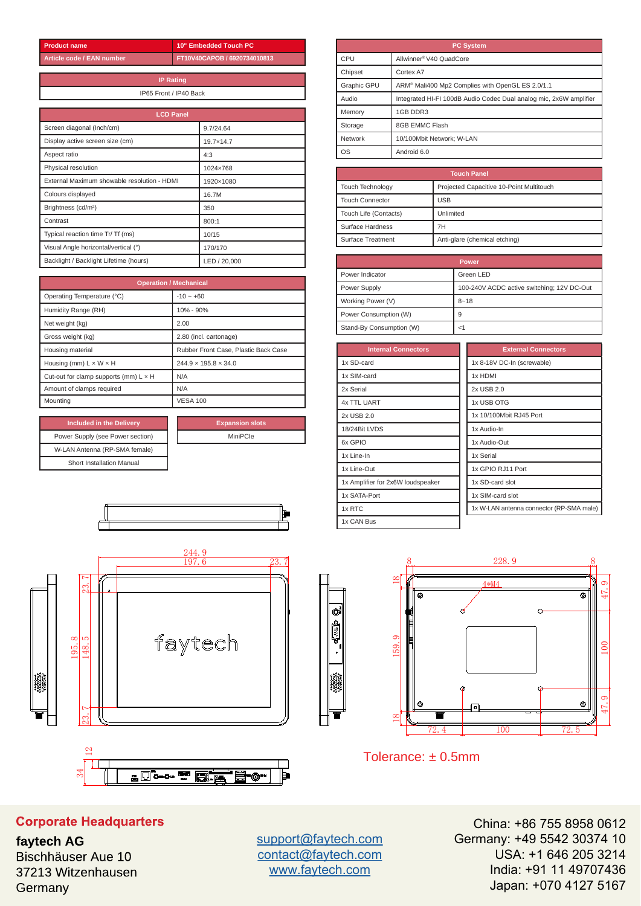| Product name | 10" Embedded Touch PC |
|---|---|
| Article code / EAN number | FT10V40CAPOB / 6920734010813 |

| IP Rating |
|---|
| IP65 Front / IP40 Back |

| LCD Panel | |
|---|---|
| Screen diagonal (Inch/cm) | 9.7/24.64 |
| Display active screen size (cm) | 19.7×14.7 |
| Aspect ratio | 4:3 |
| Physical resolution | 1024×768 |
| External Maximum showable resolution - HDMI | 1920×1080 |
| Colours displayed | 16.7M |
| Brightness (cd/m²) | 350 |
| Contrast | 800:1 |
| Typical reaction time Tr/ Tf (ms) | 10/15 |
| Visual Angle horizontal/vertical (°) | 170/170 |
| Backlight / Backlight Lifetime (hours) | LED / 20,000 |

| Operation / Mechanical | |
|---|---|
| Operating Temperature (°C) | -10 ~ +60 |
| Humidity Range (RH) | 10% - 90% |
| Net weight (kg) | 2.00 |
| Gross weight (kg) | 2.80 (incl. cartonage) |
| Housing material | Rubber Front Case, Plastic Back Case |
| Housing (mm) L × W × H | 244.9 × 195.8 × 34.0 |
| Cut-out for clamp supports (mm) L × H | N/A |
| Amount of clamps required | N/A |
| Mounting | VESA 100 |

| Included in the Delivery |
|---|
| Power Supply (see Power section) |
| W-LAN Antenna (RP-SMA female) |
| Short Installation Manual |

| Expansion slots |
|---|
| MiniPCIe |

| PC System | |
|---|---|
| CPU | Allwinner® V40 QuadCore |
| Chipset | Cortex A7 |
| Graphic GPU | ARM® Mali400 Mp2 Complies with OpenGL ES 2.0/1.1 |
| Audio | Integrated HI-FI 100dB Audio Codec Dual analog mic, 2x6W amplifier |
| Memory | 1GB DDR3 |
| Storage | 8GB EMMC Flash |
| Network | 10/100Mbit Network; W-LAN |
| OS | Android 6.0 |

| Touch Panel | |
|---|---|
| Touch Technology | Projected Capacitive 10-Point Multitouch |
| Touch Connector | USB |
| Touch Life (Contacts) | Unlimited |
| Surface Hardness | 7H |
| Surface Treatment | Anti-glare (chemical etching) |

| Power | |
|---|---|
| Power Indicator | Green LED |
| Power Supply | 100-240V ACDC active switching; 12V DC-Out |
| Working Power (V) | 8~18 |
| Power Consumption (W) | 9 |
| Stand-By Consumption (W) | <1 |

| Internal Connectors |
|---|
| 1x SD-card |
| 1x SIM-card |
| 2x Serial |
| 4x TTL UART |
| 2x USB 2.0 |
| 18/24Bit LVDS |
| 6x GPIO |
| 1x Line-In |
| 1x Line-Out |
| 1x Amplifier for 2x6W loudspeaker |
| 1x SATA-Port |
| 1x RTC |
| 1x CAN Bus |

| External Connectors |
|---|
| 1x 8-18V DC-In (screwable) |
| 1x HDMI |
| 2x USB 2.0 |
| 1x USB OTG |
| 1x 10/100Mbit RJ45 Port |
| 1x Audio-In |
| 1x Audio-Out |
| 1x Serial |
| 1x GPIO RJ11 Port |
| 1x SD-card slot |
| 1x SIM-card slot |
| 1x W-LAN antenna connector (RP-SMA male) |

244.9
197.6
23.7
23.7
195.8
148.5
23.7
12
34
faytech

8
228.9
8
18
4*M4
47.9
159.9
100
18
47.9
72.4
100
72.5

Tolerance: ± 0.5mm

**Corporate Headquarters**

**faytech AG**
Bischhäuser Aue 10
37213 Witzenhausen
Germany

support@faytech.com
contact@faytech.com
www.faytech.com

China: +86 755 8958 0612
Germany: +49 5542 30374 10
USA: +1 646 205 3214
India: +91 11 49707436
Japan: +070 4127 5167